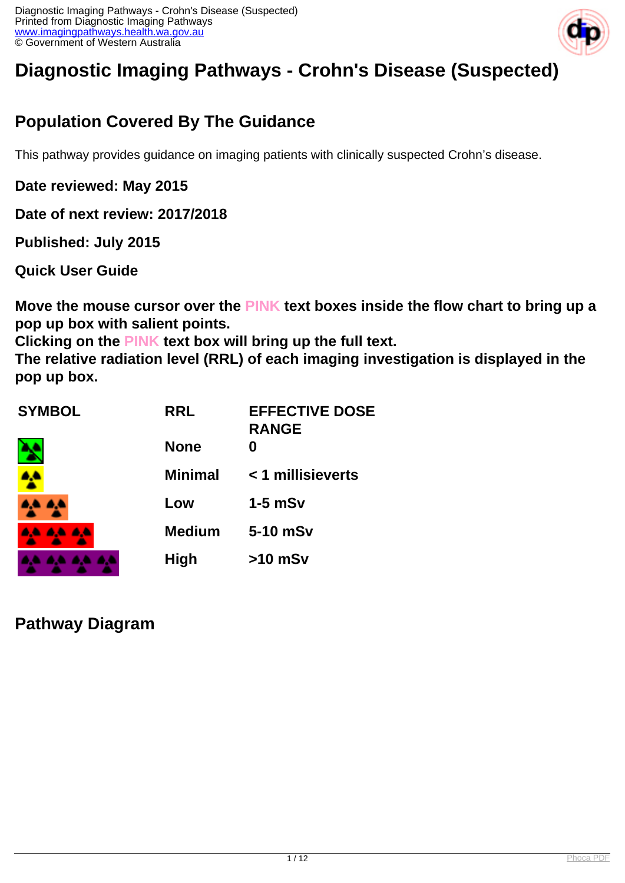# Diagnostic Imaging Pathways - Crohn's Disease (Suspected)

## Population Covered By The Guidance

This pathway provides guidance on imaging patients with clinically suspected Crohn's disease.

**Date reviewed: May 2015**

**Date of next review: 2017/2018**

**Published: July 2015**

**Quick User Guide**

**Move the mouse cursor over the PINK text boxes inside the flow chart to bring up a pop up box with salient points.**
**Clicking on the PINK text box will bring up the full text.**
**The relative radiation level (RRL) of each imaging investigation is displayed in the pop up box.**

| SYMBOL | RRL | EFFECTIVE DOSE RANGE |
| --- | --- | --- |
| | None | 0 |
| | Minimal | < 1 millisieverts |
| | Low | 1-5 mSv |
| | Medium | 5-10 mSv |
| | High | >10 mSv |

## Pathway Diagram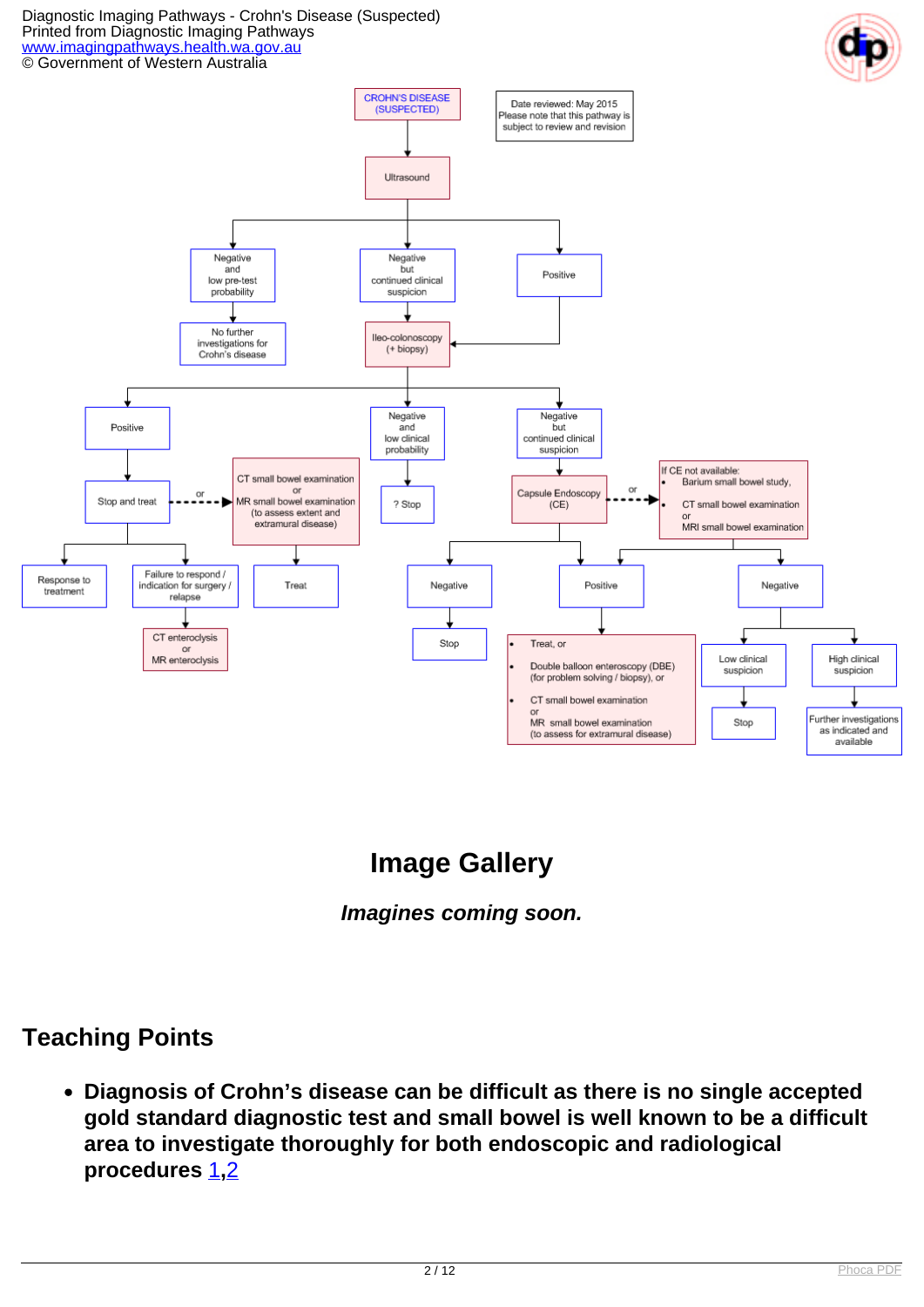CROHN'S DISEASE (SUSPECTED)

Date reviewed: May 2015
Please note that this pathway is subject to review and revision

- Ultrasound
  - Negative and low pre-test probability → No further investigations for Crohn's disease
  - Negative but continued clinical suspicion → Ileo-colonoscopy (+ biopsy)
  - Positive → Ileo-colonoscopy (+ biopsy)
- Ileo-colonoscopy (+ biopsy)
  - Positive → Stop and treat --or--> CT small bowel examination or MR small bowel examination (to assess extent and extramural disease) → Treat
    - Stop and treat → Response to treatment
    - Stop and treat → Failure to respond / indication for surgery / relapse → CT enteroclysis or MR enteroclysis
  - Negative and low clinical probability → ? Stop
  - Negative but continued clinical suspicion → Capsule Endoscopy (CE) --or--> If CE not available:
    - Barium small bowel study,
    - CT small bowel examination or MRI small bowel examination
- Capsule Endoscopy (CE)
  - Negative → Stop
  - Positive →
    - Treat, or
    - Double balloon enteroscopy (DBE) (for problem solving / biopsy), or
    - CT small bowel examination or MR small bowel examination (to assess for extramural disease)
- If CE not available (Barium small bowel study, CT/MRI small bowel examination)
  - Positive → (as above)
  - Negative
    - Low clinical suspicion → Stop
    - High clinical suspicion → Further investigations as indicated and available

## Image Gallery

***Imagines coming soon.***

## Teaching Points

- **Diagnosis of Crohn's disease can be difficult as there is no single accepted gold standard diagnostic test and small bowel is well known to be a difficult area to investigate thoroughly for both endoscopic and radiological procedures [1,2]**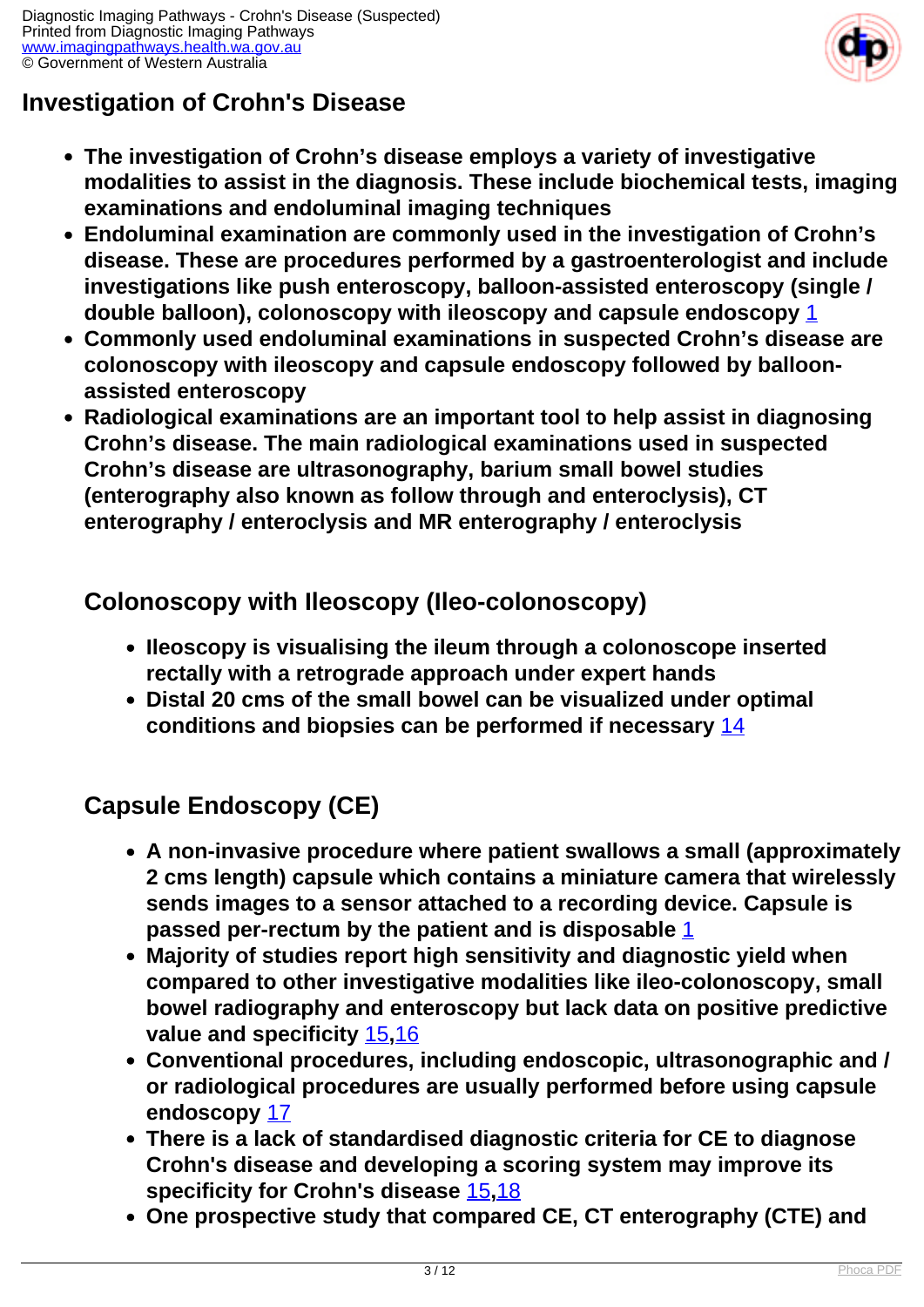## Investigation of Crohn's Disease

- **The investigation of Crohn's disease employs a variety of investigative modalities to assist in the diagnosis. These include biochemical tests, imaging examinations and endoluminal imaging techniques**
- **Endoluminal examination are commonly used in the investigation of Crohn's disease. These are procedures performed by a gastroenterologist and include investigations like push enteroscopy, balloon-assisted enteroscopy (single / double balloon), colonoscopy with ileoscopy and capsule endoscopy [1]**
- **Commonly used endoluminal examinations in suspected Crohn's disease are colonoscopy with ileoscopy and capsule endoscopy followed by balloon-assisted enteroscopy**
- **Radiological examinations are an important tool to help assist in diagnosing Crohn's disease. The main radiological examinations used in suspected Crohn's disease are ultrasonography, barium small bowel studies (enterography also known as follow through and enteroclysis), CT enterography / enteroclysis and MR enterography / enteroclysis**

### Colonoscopy with Ileoscopy (Ileo-colonoscopy)

- **Ileoscopy is visualising the ileum through a colonoscope inserted rectally with a retrograde approach under expert hands**
- **Distal 20 cms of the small bowel can be visualized under optimal conditions and biopsies can be performed if necessary [14]**

### Capsule Endoscopy (CE)

- **A non-invasive procedure where patient swallows a small (approximately 2 cms length) capsule which contains a miniature camera that wirelessly sends images to a sensor attached to a recording device. Capsule is passed per-rectum by the patient and is disposable [1]**
- **Majority of studies report high sensitivity and diagnostic yield when compared to other investigative modalities like ileo-colonoscopy, small bowel radiography and enteroscopy but lack data on positive predictive value and specificity [15,16]**
- **Conventional procedures, including endoscopic, ultrasonographic and / or radiological procedures are usually performed before using capsule endoscopy [17]**
- **There is a lack of standardised diagnostic criteria for CE to diagnose Crohn's disease and developing a scoring system may improve its specificity for Crohn's disease [15,18]**
- **One prospective study that compared CE, CT enterography (CTE) and**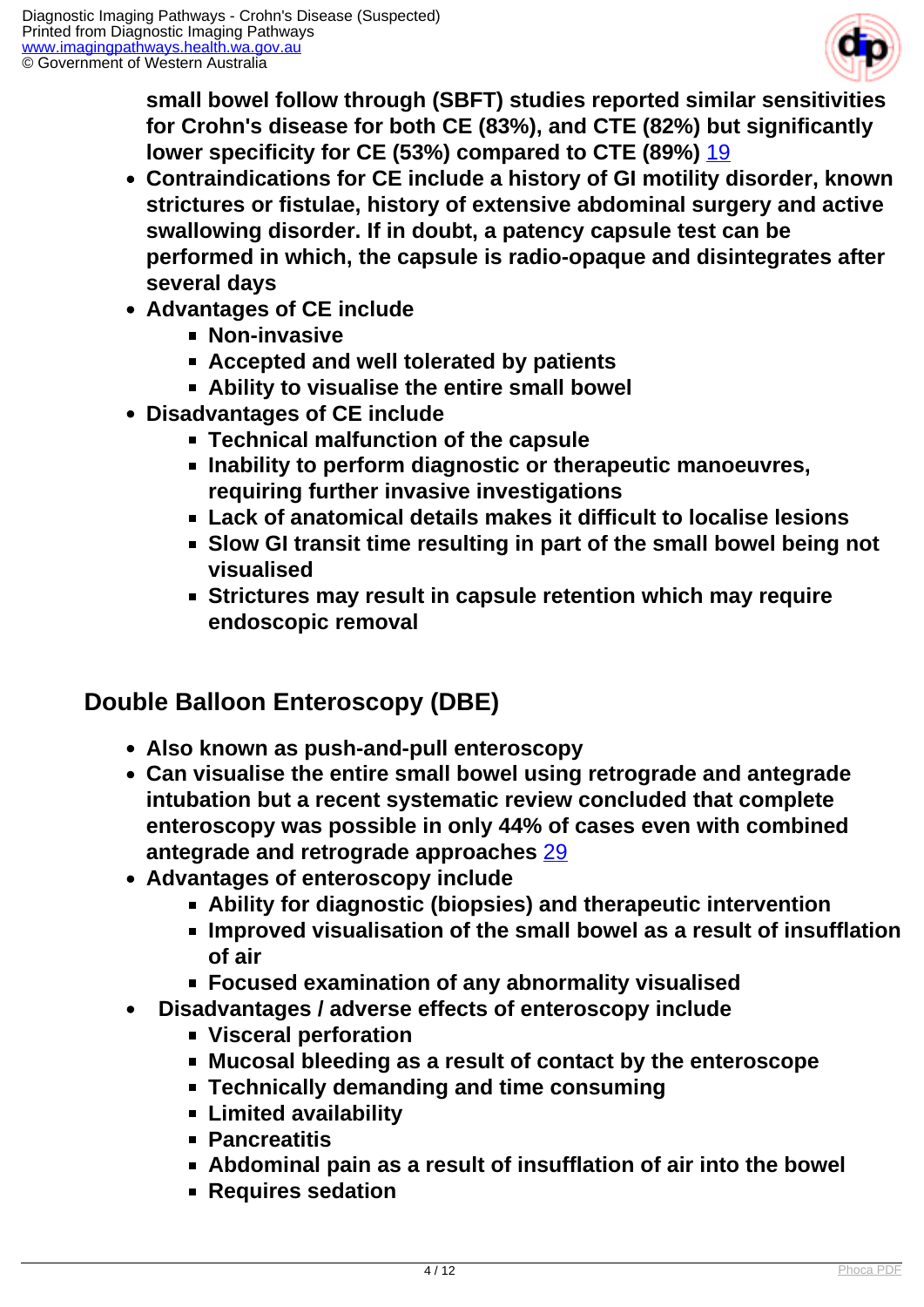small bowel follow through (SBFT) studies reported similar sensitivities for Crohn's disease for both CE (83%), and CTE (82%) but significantly lower specificity for CE (53%) compared to CTE (89%) [19]

- Contraindications for CE include a history of GI motility disorder, known strictures or fistulae, history of extensive abdominal surgery and active swallowing disorder. If in doubt, a patency capsule test can be performed in which, the capsule is radio-opaque and disintegrates after several days
- Advantages of CE include
  - Non-invasive
  - Accepted and well tolerated by patients
  - Ability to visualise the entire small bowel
- Disadvantages of CE include
  - Technical malfunction of the capsule
  - Inability to perform diagnostic or therapeutic manoeuvres, requiring further invasive investigations
  - Lack of anatomical details makes it difficult to localise lesions
  - Slow GI transit time resulting in part of the small bowel being not visualised
  - Strictures may result in capsule retention which may require endoscopic removal

## Double Balloon Enteroscopy (DBE)

- Also known as push-and-pull enteroscopy
- Can visualise the entire small bowel using retrograde and antegrade intubation but a recent systematic review concluded that complete enteroscopy was possible in only 44% of cases even with combined antegrade and retrograde approaches [29]
- Advantages of enteroscopy include
  - Ability for diagnostic (biopsies) and therapeutic intervention
  - Improved visualisation of the small bowel as a result of insufflation of air
  - Focused examination of any abnormality visualised
- Disadvantages / adverse effects of enteroscopy include
  - Visceral perforation
  - Mucosal bleeding as a result of contact by the enteroscope
  - Technically demanding and time consuming
  - Limited availability
  - Pancreatitis
  - Abdominal pain as a result of insufflation of air into the bowel
  - Requires sedation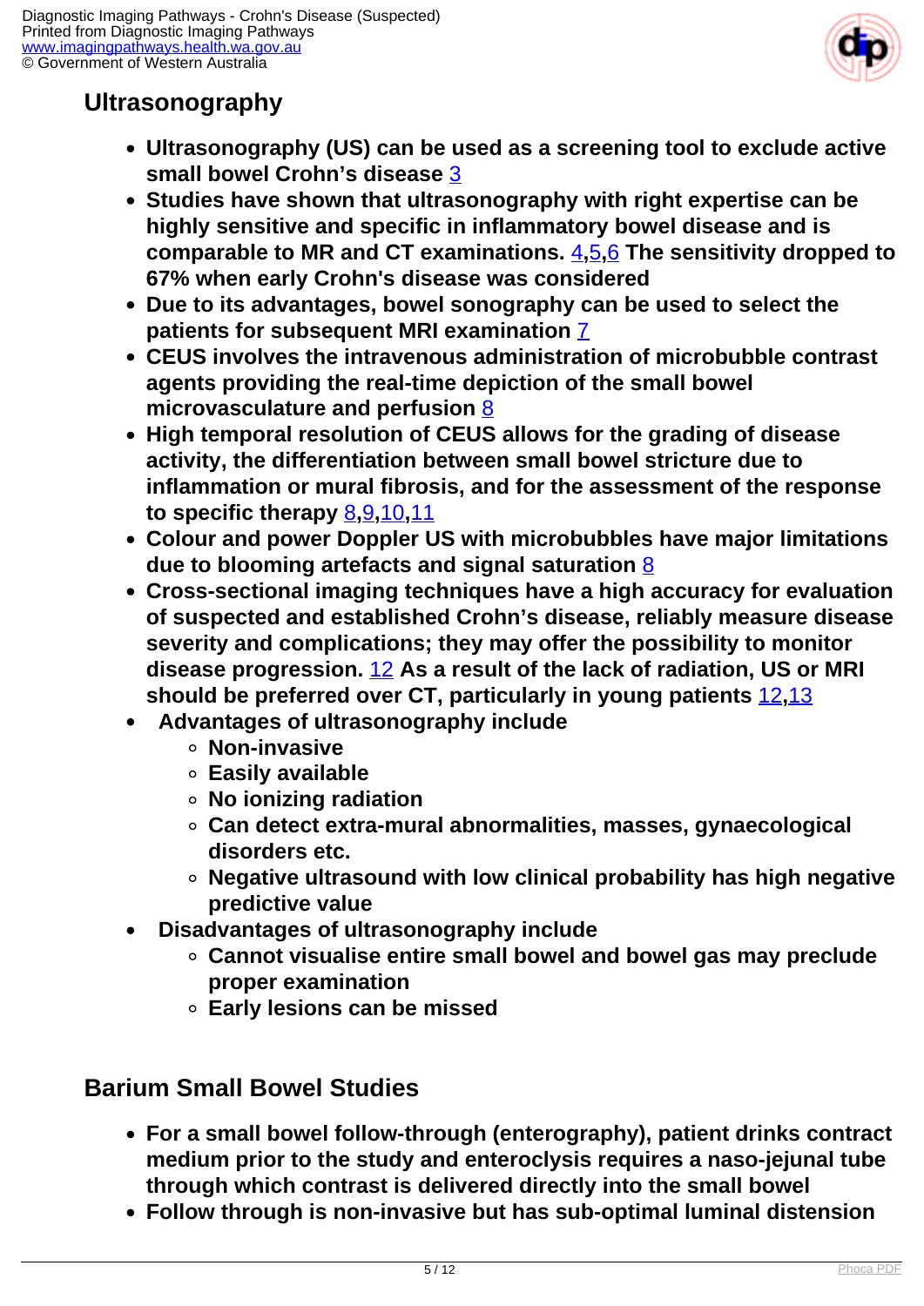## Ultrasonography

- **Ultrasonography (US) can be used as a screening tool to exclude active small bowel Crohn's disease** 3
- **Studies have shown that ultrasonography with right expertise can be highly sensitive and specific in inflammatory bowel disease and is comparable to MR and CT examinations.** 4,5,6 **The sensitivity dropped to 67% when early Crohn's disease was considered**
- **Due to its advantages, bowel sonography can be used to select the patients for subsequent MRI examination** 7
- **CEUS involves the intravenous administration of microbubble contrast agents providing the real-time depiction of the small bowel microvasculature and perfusion** 8
- **High temporal resolution of CEUS allows for the grading of disease activity, the differentiation between small bowel stricture due to inflammation or mural fibrosis, and for the assessment of the response to specific therapy** 8,9,10,11
- **Colour and power Doppler US with microbubbles have major limitations due to blooming artefacts and signal saturation** 8
- **Cross-sectional imaging techniques have a high accuracy for evaluation of suspected and established Crohn's disease, reliably measure disease severity and complications; they may offer the possibility to monitor disease progression.** 12 **As a result of the lack of radiation, US or MRI should be preferred over CT, particularly in young patients** 12,13
- **Advantages of ultrasonography include**
  - **Non-invasive**
  - **Easily available**
  - **No ionizing radiation**
  - **Can detect extra-mural abnormalities, masses, gynaecological disorders etc.**
  - **Negative ultrasound with low clinical probability has high negative predictive value**
- **Disadvantages of ultrasonography include**
  - **Cannot visualise entire small bowel and bowel gas may preclude proper examination**
  - **Early lesions can be missed**

## Barium Small Bowel Studies

- **For a small bowel follow-through (enterography), patient drinks contract medium prior to the study and enteroclysis requires a naso-jejunal tube through which contrast is delivered directly into the small bowel**
- **Follow through is non-invasive but has sub-optimal luminal distension**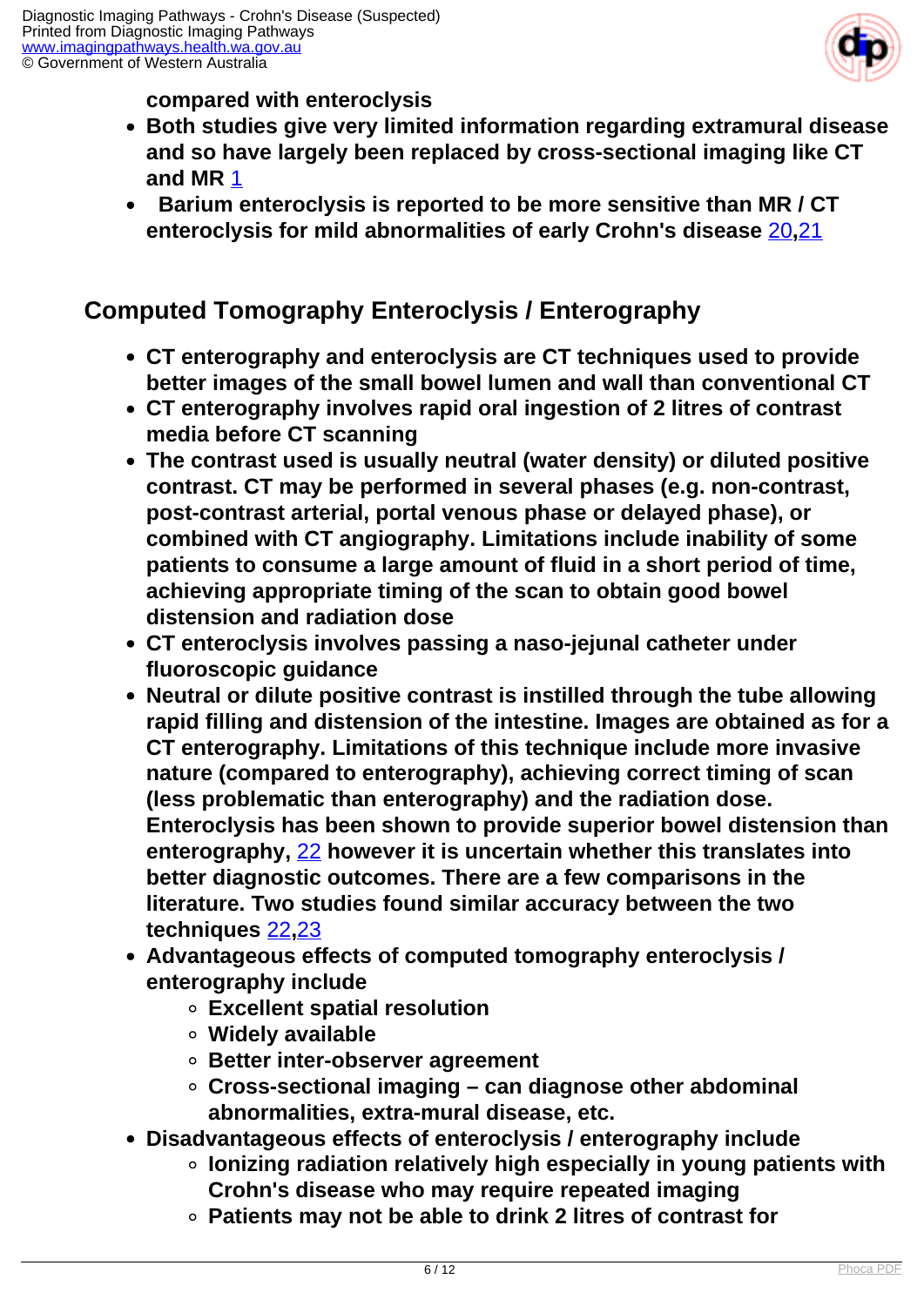compared with enteroclysis

- Both studies give very limited information regarding extramural disease and so have largely been replaced by cross-sectional imaging like CT and MR [1]
- Barium enteroclysis is reported to be more sensitive than MR / CT enteroclysis for mild abnormalities of early Crohn's disease [20,21]

## Computed Tomography Enteroclysis / Enterography

- CT enterography and enteroclysis are CT techniques used to provide better images of the small bowel lumen and wall than conventional CT
- CT enterography involves rapid oral ingestion of 2 litres of contrast media before CT scanning
- The contrast used is usually neutral (water density) or diluted positive contrast. CT may be performed in several phases (e.g. non-contrast, post-contrast arterial, portal venous phase or delayed phase), or combined with CT angiography. Limitations include inability of some patients to consume a large amount of fluid in a short period of time, achieving appropriate timing of the scan to obtain good bowel distension and radiation dose
- CT enteroclysis involves passing a naso-jejunal catheter under fluoroscopic guidance
- Neutral or dilute positive contrast is instilled through the tube allowing rapid filling and distension of the intestine. Images are obtained as for a CT enterography. Limitations of this technique include more invasive nature (compared to enterography), achieving correct timing of scan (less problematic than enterography) and the radiation dose. Enteroclysis has been shown to provide superior bowel distension than enterography, [22] however it is uncertain whether this translates into better diagnostic outcomes. There are a few comparisons in the literature. Two studies found similar accuracy between the two techniques [22,23]
- Advantageous effects of computed tomography enteroclysis / enterography include
  - Excellent spatial resolution
  - Widely available
  - Better inter-observer agreement
  - Cross-sectional imaging – can diagnose other abdominal abnormalities, extra-mural disease, etc.
- Disadvantageous effects of enteroclysis / enterography include
  - Ionizing radiation relatively high especially in young patients with Crohn's disease who may require repeated imaging
  - Patients may not be able to drink 2 litres of contrast for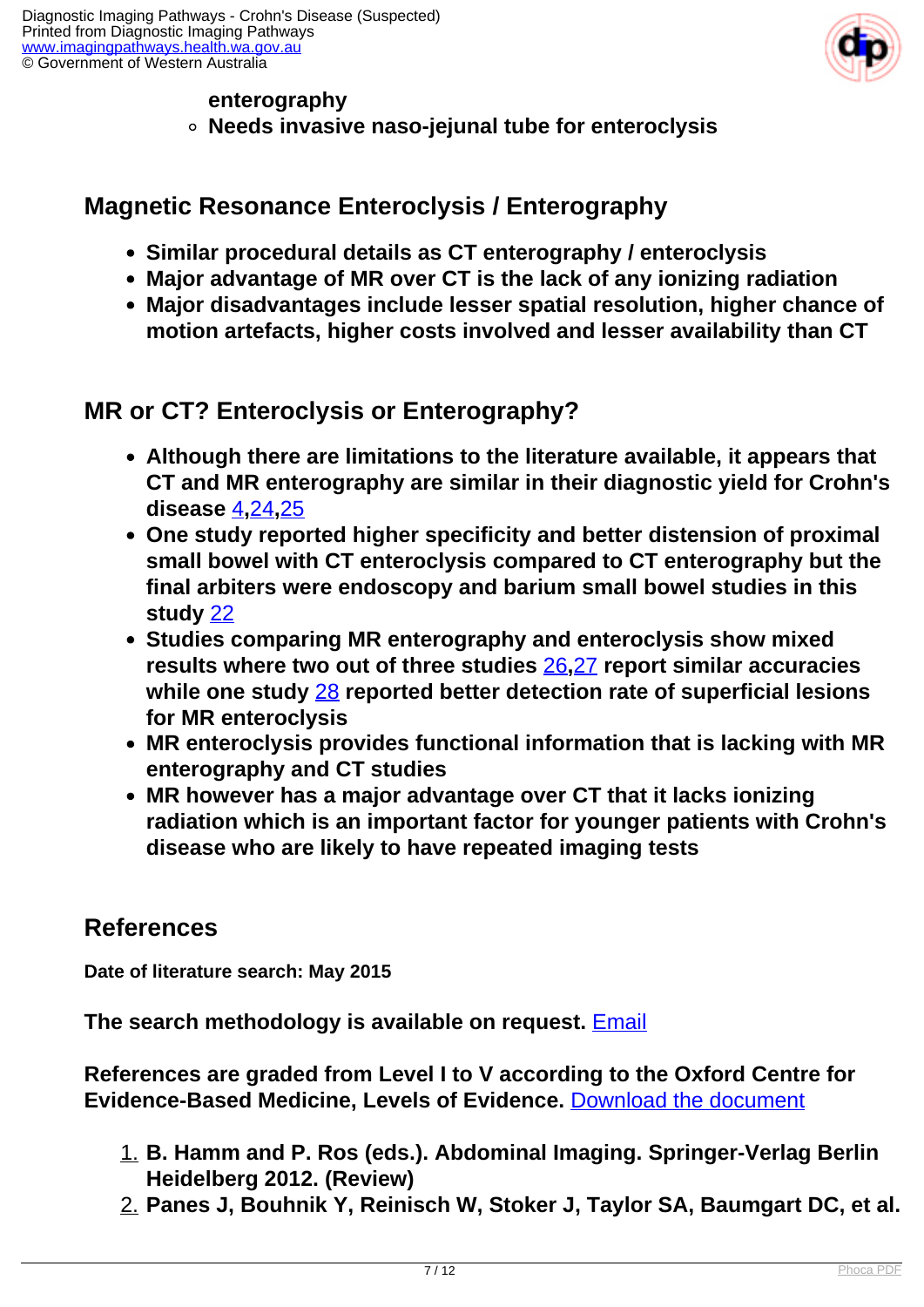enterography
    - Needs invasive naso-jejunal tube for enteroclysis

## Magnetic Resonance Enteroclysis / Enterography

- Similar procedural details as CT enterography / enteroclysis
- Major advantage of MR over CT is the lack of any ionizing radiation
- Major disadvantages include lesser spatial resolution, higher chance of motion artefacts, higher costs involved and lesser availability than CT

## MR or CT? Enteroclysis or Enterography?

- Although there are limitations to the literature available, it appears that CT and MR enterography are similar in their diagnostic yield for Crohn's disease 4,24,25
- One study reported higher specificity and better distension of proximal small bowel with CT enteroclysis compared to CT enterography but the final arbiters were endoscopy and barium small bowel studies in this study 22
- Studies comparing MR enterography and enteroclysis show mixed results where two out of three studies 26,27 report similar accuracies while one study 28 reported better detection rate of superficial lesions for MR enteroclysis
- MR enteroclysis provides functional information that is lacking with MR enterography and CT studies
- MR however has a major advantage over CT that it lacks ionizing radiation which is an important factor for younger patients with Crohn's disease who are likely to have repeated imaging tests

## References

**Date of literature search: May 2015**

**The search methodology is available on request.** Email

**References are graded from Level I to V according to the Oxford Centre for Evidence-Based Medicine, Levels of Evidence.** Download the document

1. B. Hamm and P. Ros (eds.). Abdominal Imaging. Springer-Verlag Berlin Heidelberg 2012. (Review)
2. Panes J, Bouhnik Y, Reinisch W, Stoker J, Taylor SA, Baumgart DC, et al.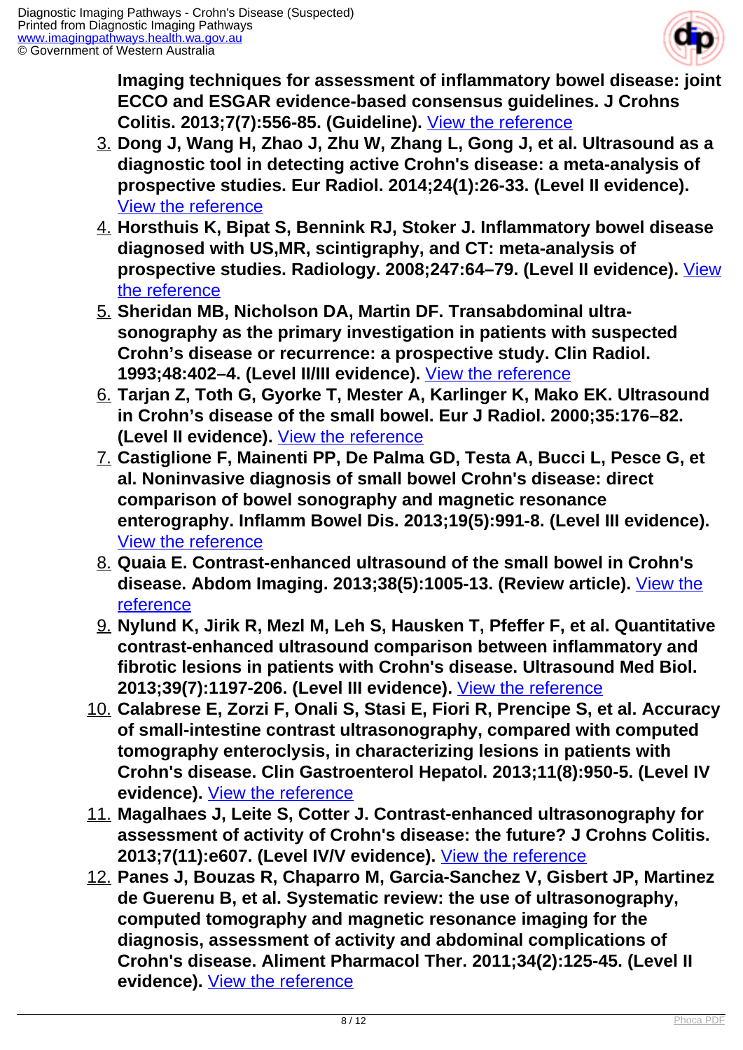**Imaging techniques for assessment of inflammatory bowel disease: joint ECCO and ESGAR evidence-based consensus guidelines. J Crohns Colitis. 2013;7(7):556-85. (Guideline).** [View the reference](#)

3. **Dong J, Wang H, Zhao J, Zhu W, Zhang L, Gong J, et al. Ultrasound as a diagnostic tool in detecting active Crohn's disease: a meta-analysis of prospective studies. Eur Radiol. 2014;24(1):26-33. (Level II evidence).** [View the reference](#)
4. **Horsthuis K, Bipat S, Bennink RJ, Stoker J. Inflammatory bowel disease diagnosed with US,MR, scintigraphy, and CT: meta-analysis of prospective studies. Radiology. 2008;247:64–79. (Level II evidence).** [View the reference](#)
5. **Sheridan MB, Nicholson DA, Martin DF. Transabdominal ultra-sonography as the primary investigation in patients with suspected Crohn's disease or recurrence: a prospective study. Clin Radiol. 1993;48:402–4. (Level II/III evidence).** [View the reference](#)
6. **Tarjan Z, Toth G, Gyorke T, Mester A, Karlinger K, Mako EK. Ultrasound in Crohn's disease of the small bowel. Eur J Radiol. 2000;35:176–82. (Level II evidence).** [View the reference](#)
7. **Castiglione F, Mainenti PP, De Palma GD, Testa A, Bucci L, Pesce G, et al. Noninvasive diagnosis of small bowel Crohn's disease: direct comparison of bowel sonography and magnetic resonance enterography. Inflamm Bowel Dis. 2013;19(5):991-8. (Level III evidence).** [View the reference](#)
8. **Quaia E. Contrast-enhanced ultrasound of the small bowel in Crohn's disease. Abdom Imaging. 2013;38(5):1005-13. (Review article).** [View the reference](#)
9. **Nylund K, Jirik R, Mezl M, Leh S, Hausken T, Pfeffer F, et al. Quantitative contrast-enhanced ultrasound comparison between inflammatory and fibrotic lesions in patients with Crohn's disease. Ultrasound Med Biol. 2013;39(7):1197-206. (Level III evidence).** [View the reference](#)
10. **Calabrese E, Zorzi F, Onali S, Stasi E, Fiori R, Prencipe S, et al. Accuracy of small-intestine contrast ultrasonography, compared with computed tomography enteroclysis, in characterizing lesions in patients with Crohn's disease. Clin Gastroenterol Hepatol. 2013;11(8):950-5. (Level IV evidence).** [View the reference](#)
11. **Magalhaes J, Leite S, Cotter J. Contrast-enhanced ultrasonography for assessment of activity of Crohn's disease: the future? J Crohns Colitis. 2013;7(11):e607. (Level IV/V evidence).** [View the reference](#)
12. **Panes J, Bouzas R, Chaparro M, Garcia-Sanchez V, Gisbert JP, Martinez de Guerenu B, et al. Systematic review: the use of ultrasonography, computed tomography and magnetic resonance imaging for the diagnosis, assessment of activity and abdominal complications of Crohn's disease. Aliment Pharmacol Ther. 2011;34(2):125-45. (Level II evidence).** [View the reference](#)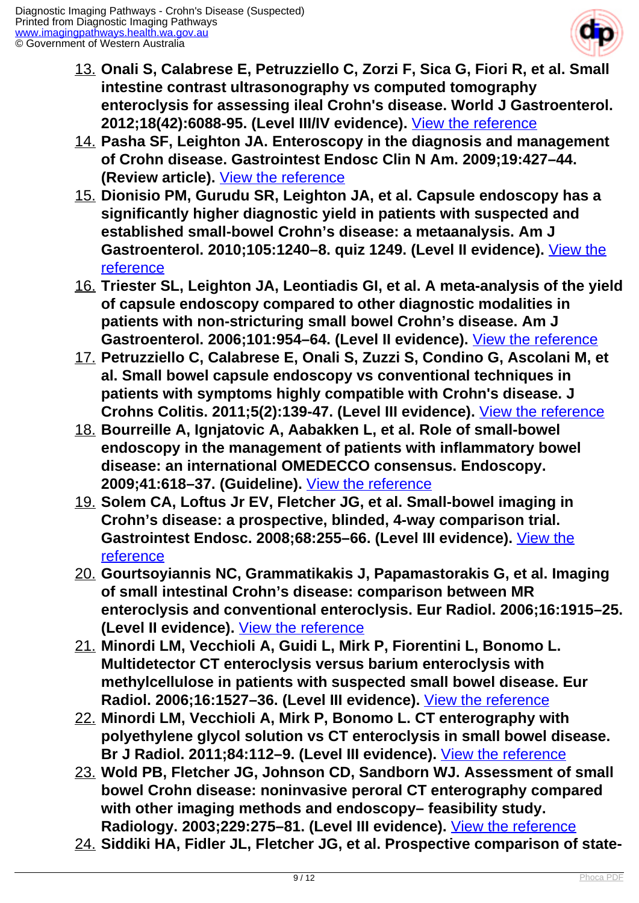13. **Onali S, Calabrese E, Petruzziello C, Zorzi F, Sica G, Fiori R, et al. Small intestine contrast ultrasonography vs computed tomography enteroclysis for assessing ileal Crohn's disease. World J Gastroenterol. 2012;18(42):6088-95. (Level III/IV evidence).** View the reference
14. **Pasha SF, Leighton JA. Enteroscopy in the diagnosis and management of Crohn disease. Gastrointest Endosc Clin N Am. 2009;19:427–44. (Review article).** View the reference
15. **Dionisio PM, Gurudu SR, Leighton JA, et al. Capsule endoscopy has a significantly higher diagnostic yield in patients with suspected and established small-bowel Crohn's disease: a metaanalysis. Am J Gastroenterol. 2010;105:1240–8. quiz 1249. (Level II evidence).** View the reference
16. **Triester SL, Leighton JA, Leontiadis GI, et al. A meta-analysis of the yield of capsule endoscopy compared to other diagnostic modalities in patients with non-stricturing small bowel Crohn's disease. Am J Gastroenterol. 2006;101:954–64. (Level II evidence).** View the reference
17. **Petruzziello C, Calabrese E, Onali S, Zuzzi S, Condino G, Ascolani M, et al. Small bowel capsule endoscopy vs conventional techniques in patients with symptoms highly compatible with Crohn's disease. J Crohns Colitis. 2011;5(2):139-47. (Level III evidence).** View the reference
18. **Bourreille A, Ignjatovic A, Aabakken L, et al. Role of small-bowel endoscopy in the management of patients with inflammatory bowel disease: an international OMEDECCO consensus. Endoscopy. 2009;41:618–37. (Guideline).** View the reference
19. **Solem CA, Loftus Jr EV, Fletcher JG, et al. Small-bowel imaging in Crohn's disease: a prospective, blinded, 4-way comparison trial. Gastrointest Endosc. 2008;68:255–66. (Level III evidence).** View the reference
20. **Gourtsoyiannis NC, Grammatikakis J, Papamastorakis G, et al. Imaging of small intestinal Crohn's disease: comparison between MR enteroclysis and conventional enteroclysis. Eur Radiol. 2006;16:1915–25. (Level II evidence).** View the reference
21. **Minordi LM, Vecchioli A, Guidi L, Mirk P, Fiorentini L, Bonomo L. Multidetector CT enteroclysis versus barium enteroclysis with methylcellulose in patients with suspected small bowel disease. Eur Radiol. 2006;16:1527–36. (Level III evidence).** View the reference
22. **Minordi LM, Vecchioli A, Mirk P, Bonomo L. CT enterography with polyethylene glycol solution vs CT enteroclysis in small bowel disease. Br J Radiol. 2011;84:112–9. (Level III evidence).** View the reference
23. **Wold PB, Fletcher JG, Johnson CD, Sandborn WJ. Assessment of small bowel Crohn disease: noninvasive peroral CT enterography compared with other imaging methods and endoscopy– feasibility study. Radiology. 2003;229:275–81. (Level III evidence).** View the reference
24. **Siddiki HA, Fidler JL, Fletcher JG, et al. Prospective comparison of state-**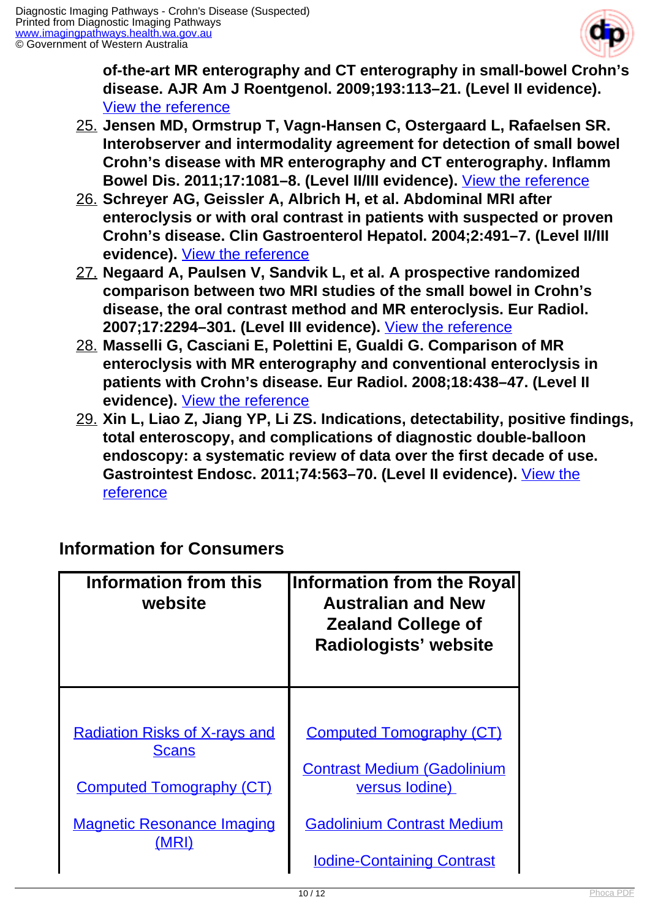**of-the-art MR enterography and CT enterography in small-bowel Crohn's disease. AJR Am J Roentgenol. 2009;193:113–21. (Level II evidence).** View the reference

25. **Jensen MD, Ormstrup T, Vagn-Hansen C, Ostergaard L, Rafaelsen SR. Interobserver and intermodality agreement for detection of small bowel Crohn's disease with MR enterography and CT enterography. Inflamm Bowel Dis. 2011;17:1081–8. (Level II/III evidence).** View the reference
26. **Schreyer AG, Geissler A, Albrich H, et al. Abdominal MRI after enteroclysis or with oral contrast in patients with suspected or proven Crohn's disease. Clin Gastroenterol Hepatol. 2004;2:491–7. (Level II/III evidence).** View the reference
27. **Negaard A, Paulsen V, Sandvik L, et al. A prospective randomized comparison between two MRI studies of the small bowel in Crohn's disease, the oral contrast method and MR enteroclysis. Eur Radiol. 2007;17:2294–301. (Level III evidence).** View the reference
28. **Masselli G, Casciani E, Polettini E, Gualdi G. Comparison of MR enteroclysis with MR enterography and conventional enteroclysis in patients with Crohn's disease. Eur Radiol. 2008;18:438–47. (Level II evidence).** View the reference
29. **Xin L, Liao Z, Jiang YP, Li ZS. Indications, detectability, positive findings, total enteroscopy, and complications of diagnostic double-balloon endoscopy: a systematic review of data over the first decade of use. Gastrointest Endosc. 2011;74:563–70. (Level II evidence).** View the reference

## Information for Consumers

| Information from this website | Information from the Royal Australian and New Zealand College of Radiologists' website |
|---|---|
| Radiation Risks of X-rays and Scans<br><br>Computed Tomography (CT)<br><br>Magnetic Resonance Imaging (MRI) | Computed Tomography (CT)<br><br>Contrast Medium (Gadolinium versus Iodine)<br><br>Gadolinium Contrast Medium<br><br>Iodine-Containing Contrast |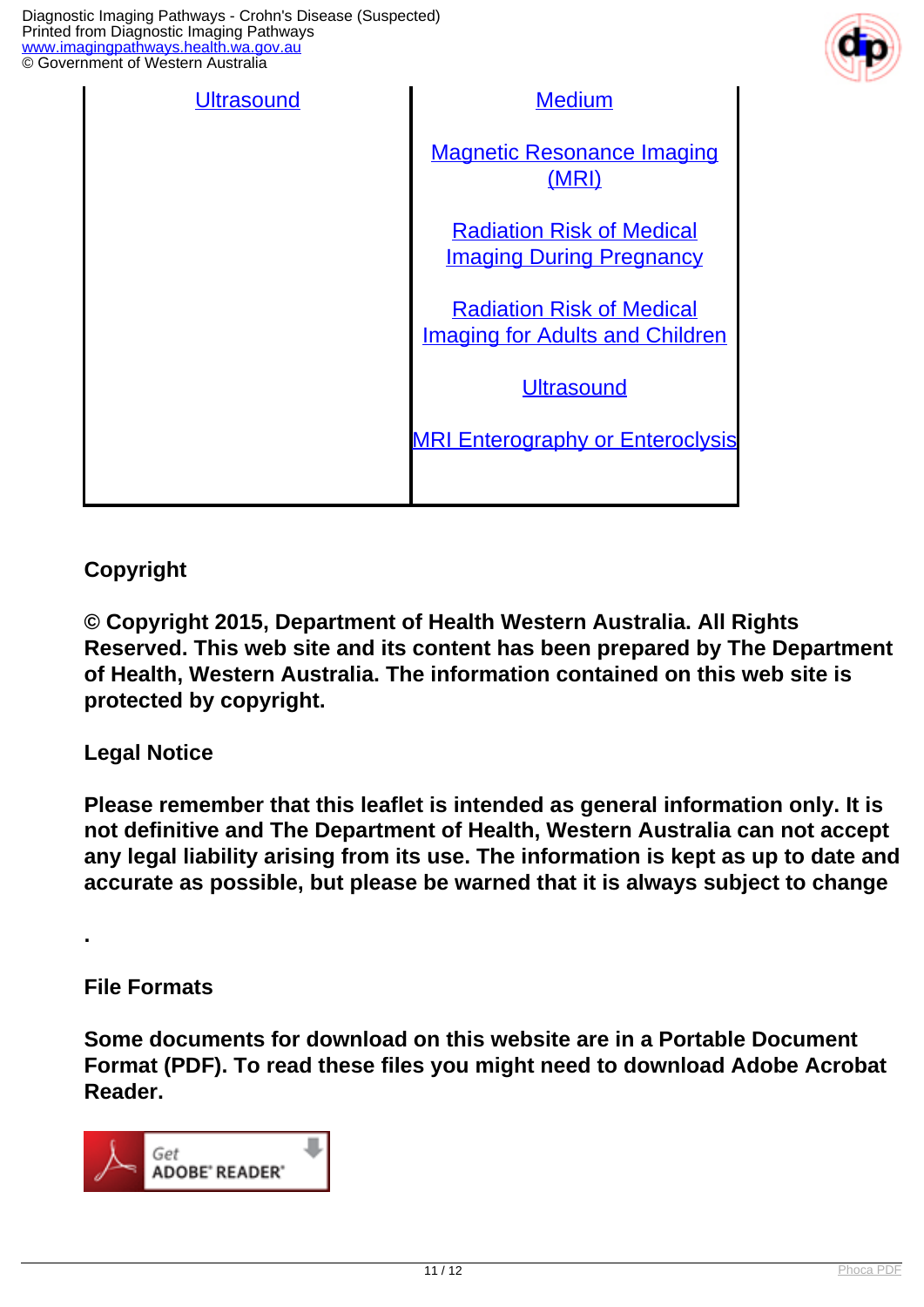| Ultrasound | Medium<br><br>Magnetic Resonance Imaging (MRI)<br><br>Radiation Risk of Medical Imaging During Pregnancy<br><br>Radiation Risk of Medical Imaging for Adults and Children<br><br>Ultrasound<br><br>MRI Enterography or Enteroclysis |
|---|---|

**Copyright**

**© Copyright 2015, Department of Health Western Australia. All Rights Reserved. This web site and its content has been prepared by The Department of Health, Western Australia. The information contained on this web site is protected by copyright.**

**Legal Notice**

**Please remember that this leaflet is intended as general information only. It is not definitive and The Department of Health, Western Australia can not accept any legal liability arising from its use. The information is kept as up to date and accurate as possible, but please be warned that it is always subject to change**

**.**

**File Formats**

**Some documents for download on this website are in a Portable Document Format (PDF). To read these files you might need to download Adobe Acrobat Reader.**

Get ADOBE® READER®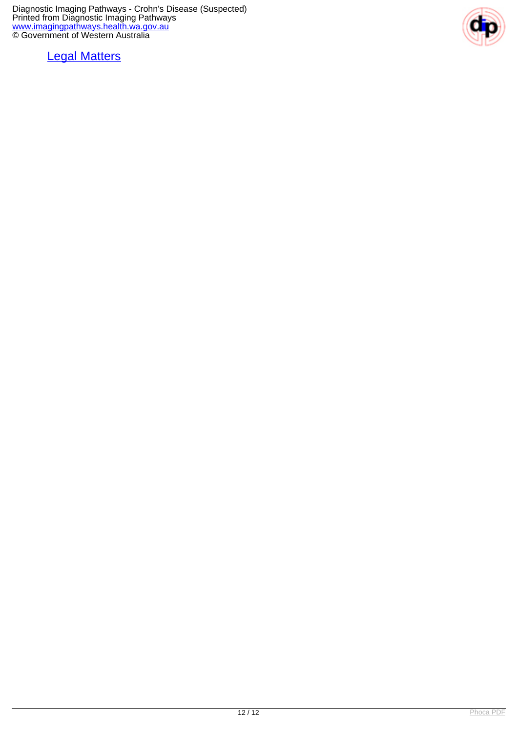[Legal Matters]